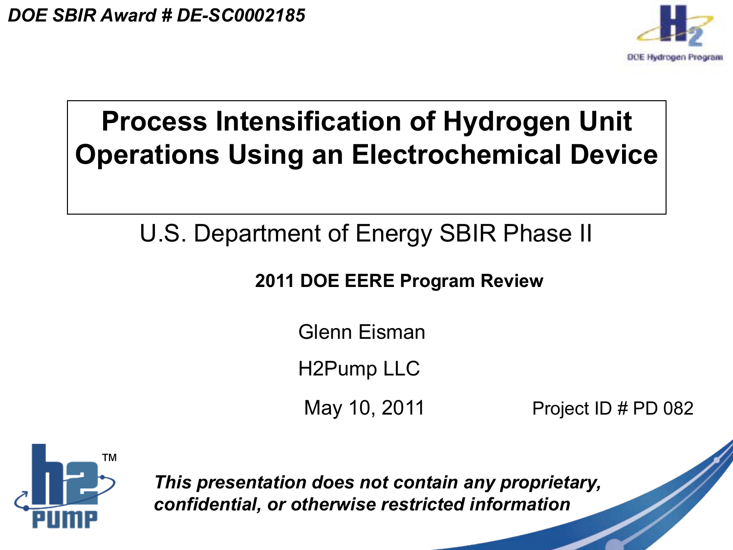***DOE SBIR Award # DE-SC0002185***

# Process Intensification of Hydrogen Unit Operations Using an Electrochemical Device

U.S. Department of Energy SBIR Phase II

**2011 DOE EERE Program Review**

Glenn Eisman

H2Pump LLC

May 10, 2011

Project ID # PD 082

***This presentation does not contain any proprietary, confidential, or otherwise restricted information***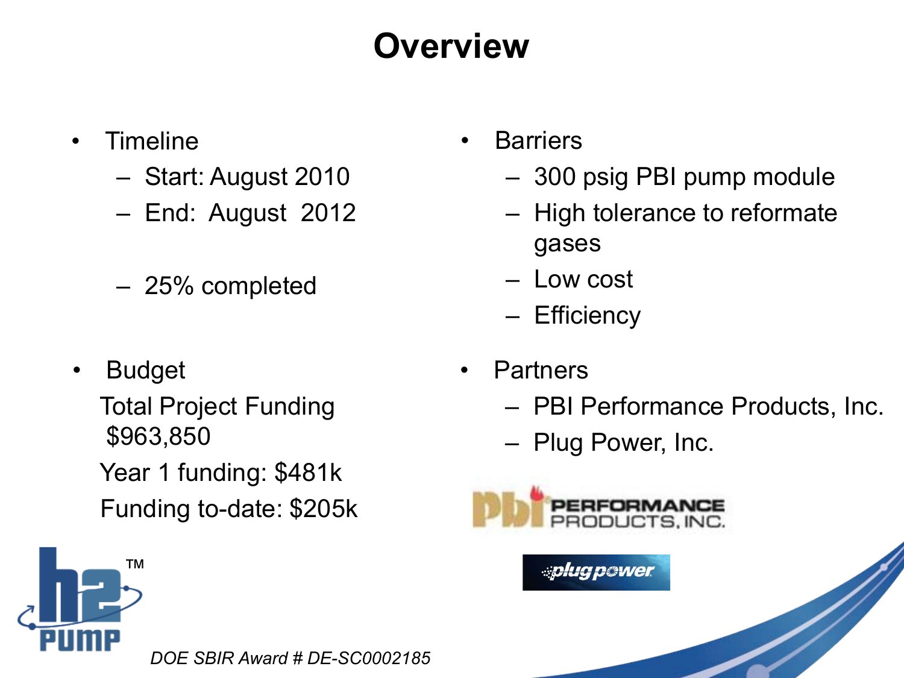# Overview

- Timeline
  - Start: August 2010
  - End: August 2012
  - 25% completed

- Budget

  Total Project Funding $963,850

  Year 1 funding: $481k

  Funding to-date: $205k

- Barriers
  - 300 psig PBI pump module
  - High tolerance to reformate gases
  - Low cost
  - Efficiency

- Partners
  - PBI Performance Products, Inc.
  - Plug Power, Inc.

*DOE SBIR Award # DE-SC0002185*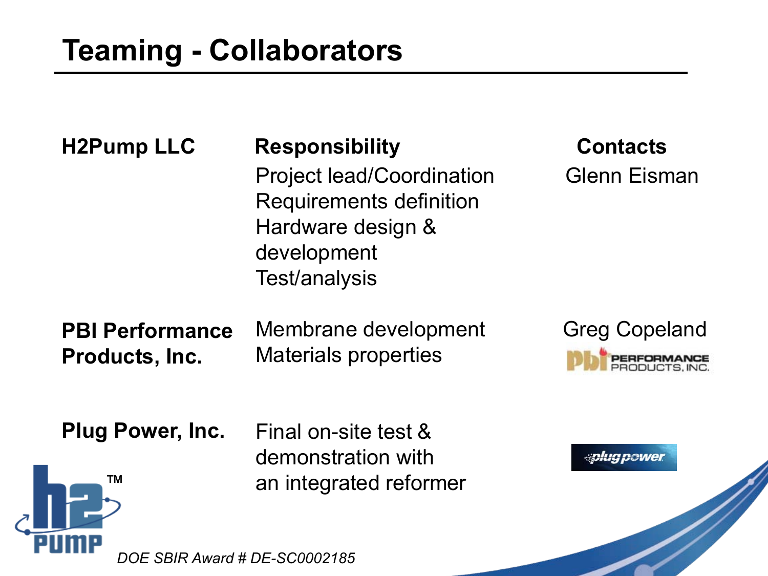# Teaming - Collaborators

| H2Pump LLC | Responsibility | Contacts |
|---|---|---|
| | Project lead/Coordination<br>Requirements definition<br>Hardware design & development<br>Test/analysis | Glenn Eisman |
| **PBI Performance Products, Inc.** | Membrane development<br>Materials properties | Greg Copeland |
| **Plug Power, Inc.** | Final on-site test & demonstration with an integrated reformer | |

*DOE SBIR Award # DE-SC0002185*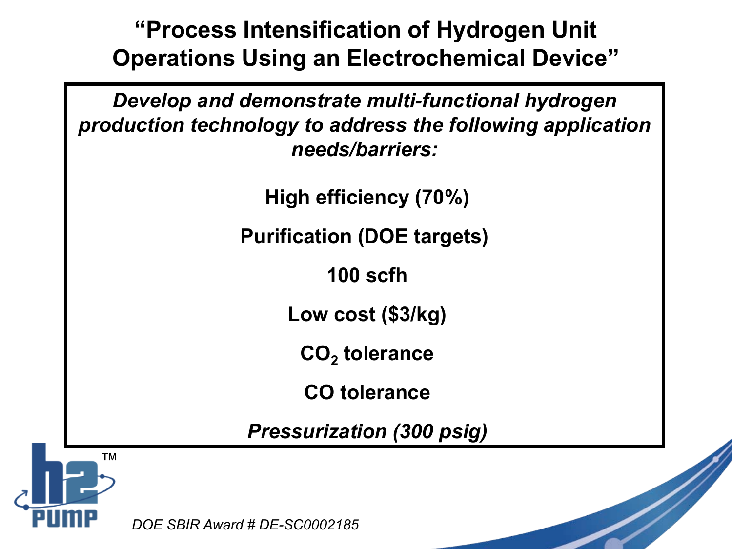# "Process Intensification of Hydrogen Unit Operations Using an Electrochemical Device"

***Develop and demonstrate multi-functional hydrogen production technology to address the following application needs/barriers:***

**High efficiency (70%)**

**Purification (DOE targets)**

**100 scfh**

**Low cost ($3/kg)**

**$CO_2$ tolerance**

**CO tolerance**

***Pressurization (300 psig)***

*DOE SBIR Award # DE-SC0002185*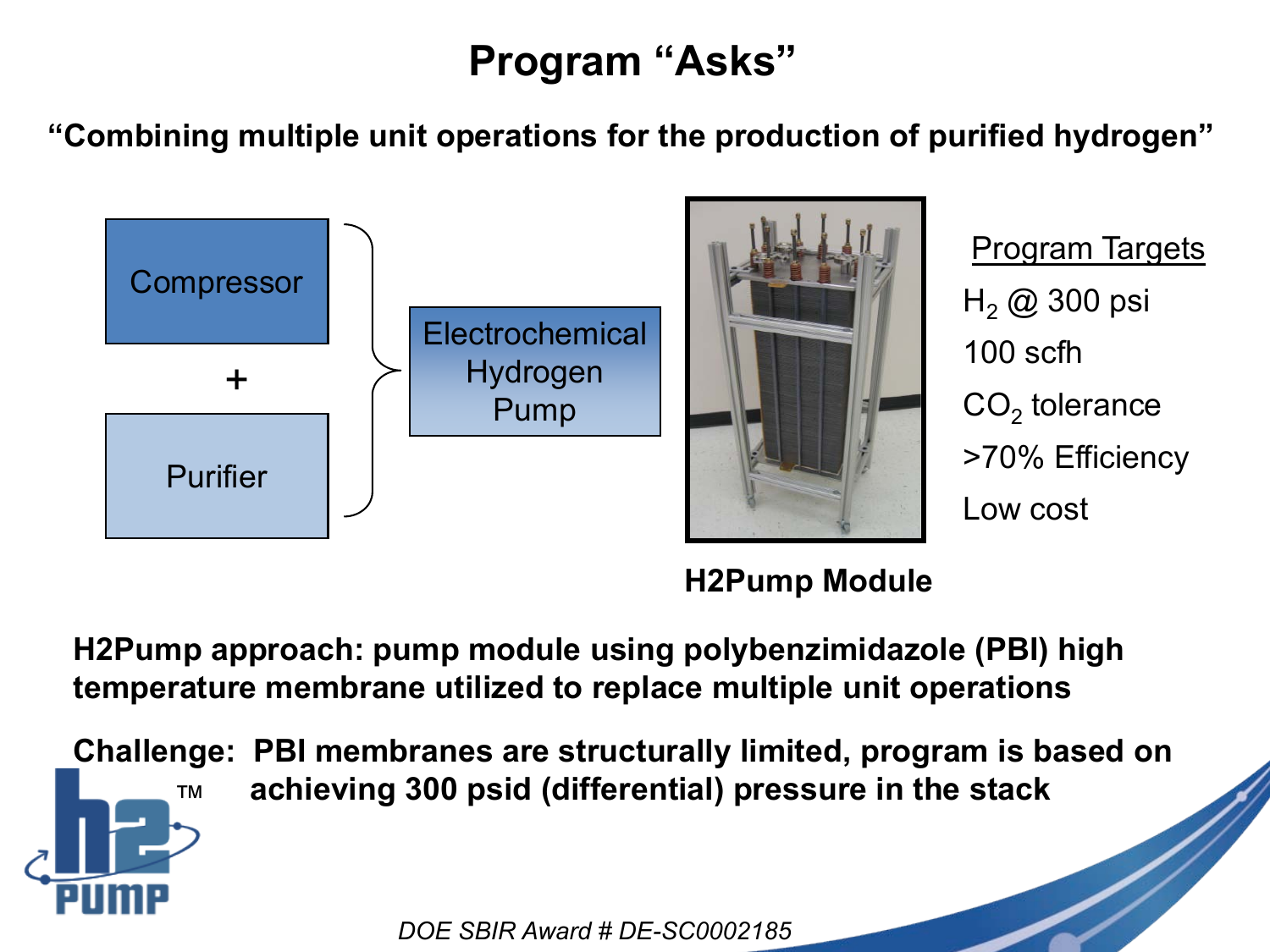# Program "Asks"

**"Combining multiple unit operations for the production of purified hydrogen"**

Compressor + Purifier → Electrochemical Hydrogen Pump

**H2Pump Module**

<u>Program Targets</u>

- $H_2$ @ 300 psi
- 100 scfh
- $CO_2$ tolerance
- >70% Efficiency
- Low cost

**H2Pump approach: pump module using polybenzimidazole (PBI) high temperature membrane utilized to replace multiple unit operations**

**Challenge: PBI membranes are structurally limited, program is based on achieving 300 psid (differential) pressure in the stack**

*DOE SBIR Award # DE-SC0002185*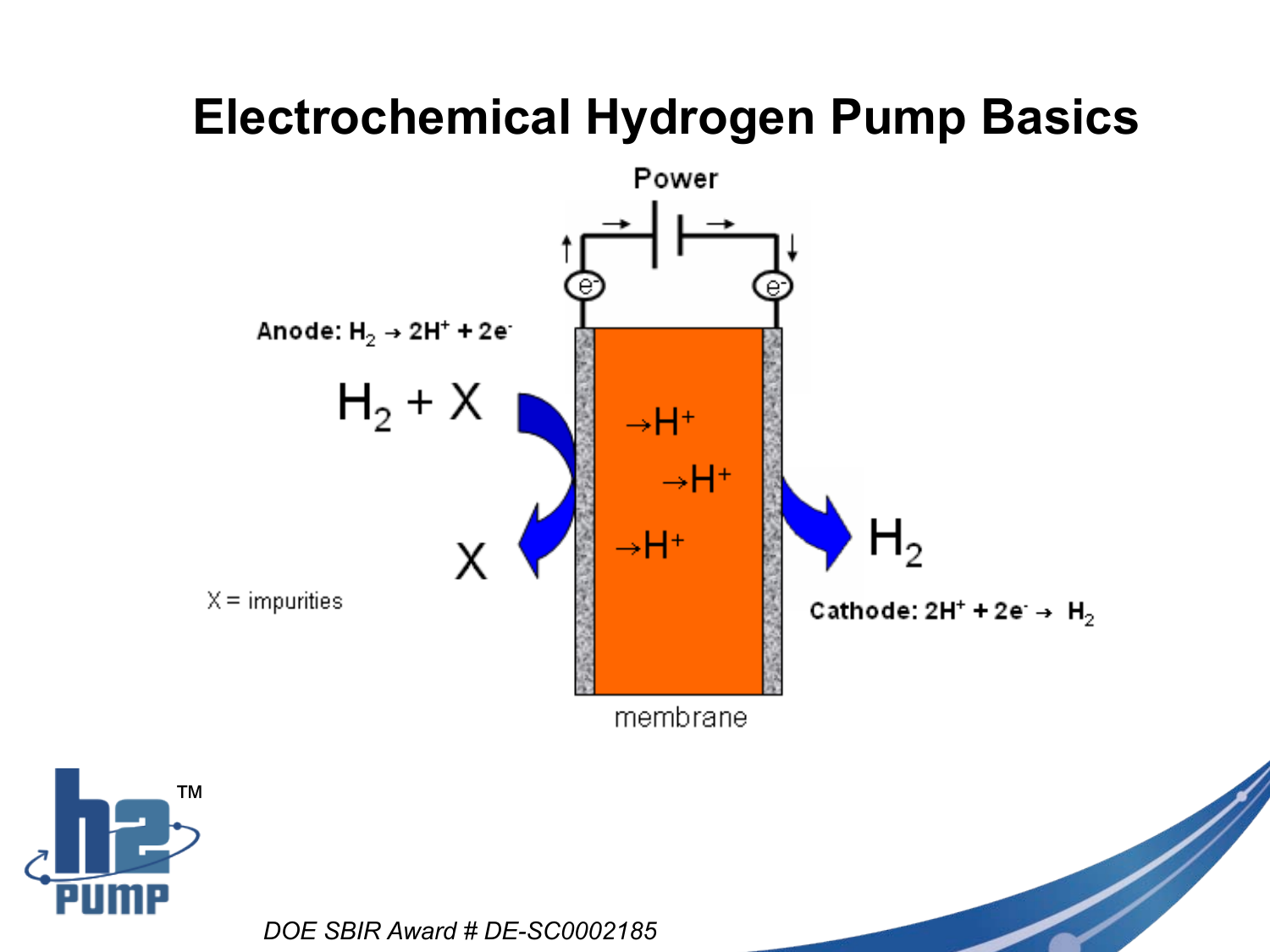# Electrochemical Hydrogen Pump Basics

Power

Anode: $H_2 \rightarrow 2H^+ + 2e^-$

$H_2 + X$

$X$

X = impurities

$\rightarrow H^+$

$\rightarrow H^+$

$\rightarrow H^+$

$H_2$

Cathode: $2H^+ + 2e^- \rightarrow H_2$

membrane

*DOE SBIR Award # DE-SC0002185*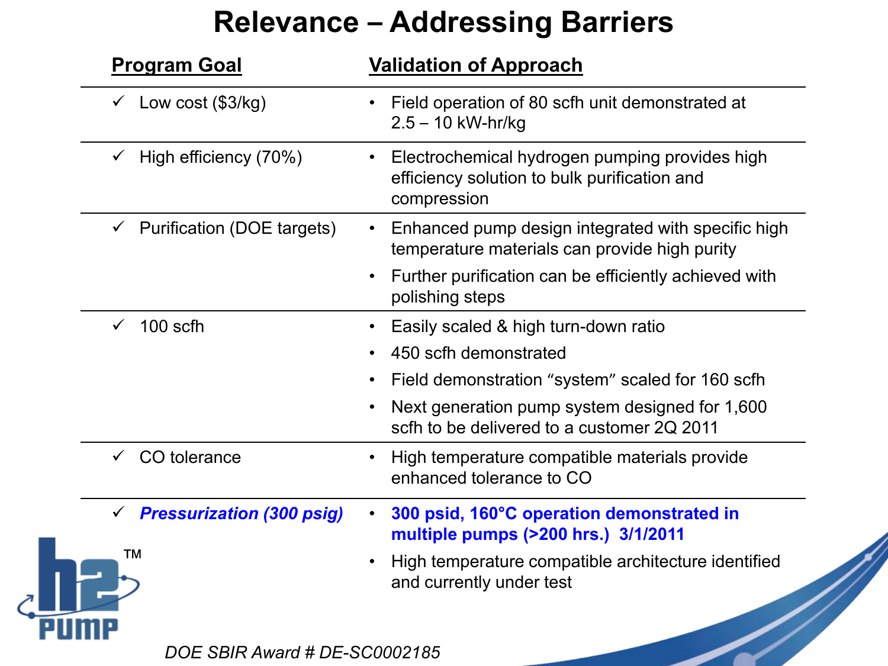# Relevance – Addressing Barriers

| Program Goal | Validation of Approach |
|---|---|
| ✓ Low cost ($3/kg) | • Field operation of 80 scfh unit demonstrated at 2.5 – 10 kW-hr/kg |
| ✓ High efficiency (70%) | • Electrochemical hydrogen pumping provides high efficiency solution to bulk purification and compression |
| ✓ Purification (DOE targets) | • Enhanced pump design integrated with specific high temperature materials can provide high purity<br>• Further purification can be efficiently achieved with polishing steps |
| ✓ 100 scfh | • Easily scaled & high turn-down ratio<br>• 450 scfh demonstrated<br>• Field demonstration "system" scaled for 160 scfh<br>• Next generation pump system designed for 1,600 scfh to be delivered to a customer 2Q 2011 |
| ✓ CO tolerance | • High temperature compatible materials provide enhanced tolerance to CO |
| ✓ ***Pressurization (300 psig)*** | • **300 psid, 160°C operation demonstrated in multiple pumps (>200 hrs.) 3/1/2011**<br>• High temperature compatible architecture identified and currently under test |

*DOE SBIR Award # DE-SC0002185*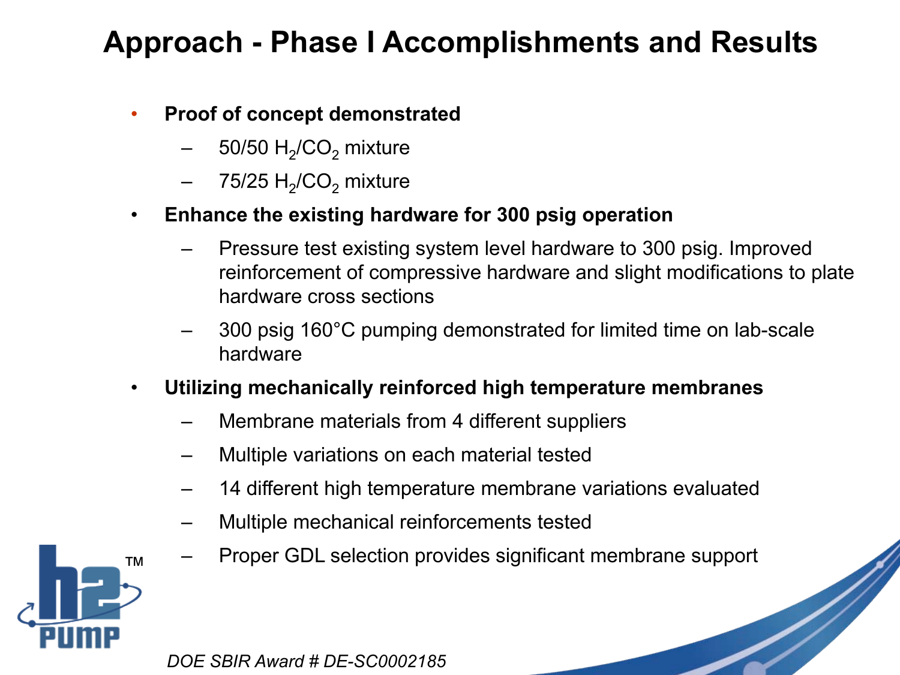# Approach - Phase I Accomplishments and Results

- **Proof of concept demonstrated**
  - 50/50 $H_2/CO_2$ mixture
  - 75/25 $H_2/CO_2$ mixture
- **Enhance the existing hardware for 300 psig operation**
  - Pressure test existing system level hardware to 300 psig. Improved reinforcement of compressive hardware and slight modifications to plate hardware cross sections
  - 300 psig 160°C pumping demonstrated for limited time on lab-scale hardware
- **Utilizing mechanically reinforced high temperature membranes**
  - Membrane materials from 4 different suppliers
  - Multiple variations on each material tested
  - 14 different high temperature membrane variations evaluated
  - Multiple mechanical reinforcements tested
  - Proper GDL selection provides significant membrane support

*DOE SBIR Award # DE-SC0002185*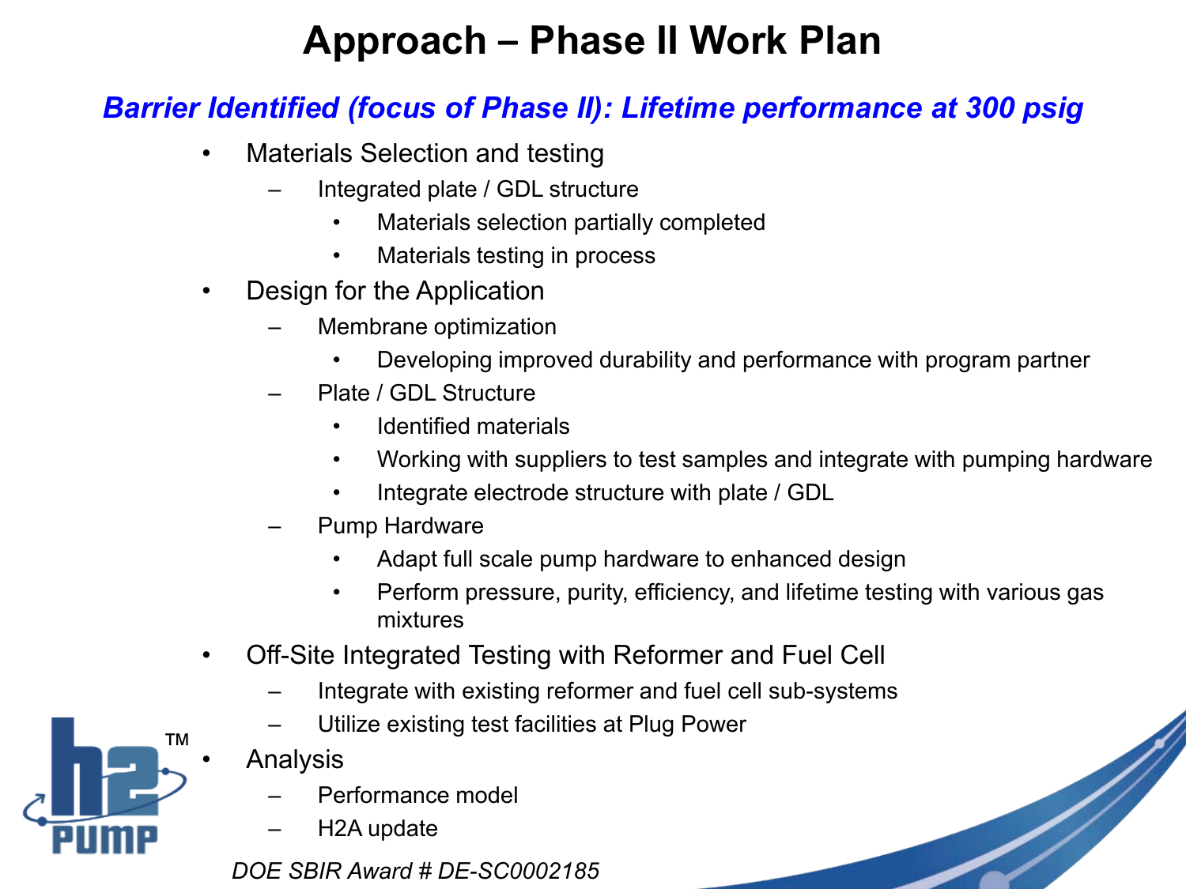# Approach – Phase II Work Plan

***Barrier Identified (focus of Phase II): Lifetime performance at 300 psig***

- Materials Selection and testing
  - Integrated plate / GDL structure
    - Materials selection partially completed
    - Materials testing in process
- Design for the Application
  - Membrane optimization
    - Developing improved durability and performance with program partner
  - Plate / GDL Structure
    - Identified materials
    - Working with suppliers to test samples and integrate with pumping hardware
    - Integrate electrode structure with plate / GDL
  - Pump Hardware
    - Adapt full scale pump hardware to enhanced design
    - Perform pressure, purity, efficiency, and lifetime testing with various gas mixtures
- Off-Site Integrated Testing with Reformer and Fuel Cell
  - Integrate with existing reformer and fuel cell sub-systems
  - Utilize existing test facilities at Plug Power
- Analysis
  - Performance model
  - H2A update

*DOE SBIR Award # DE-SC0002185*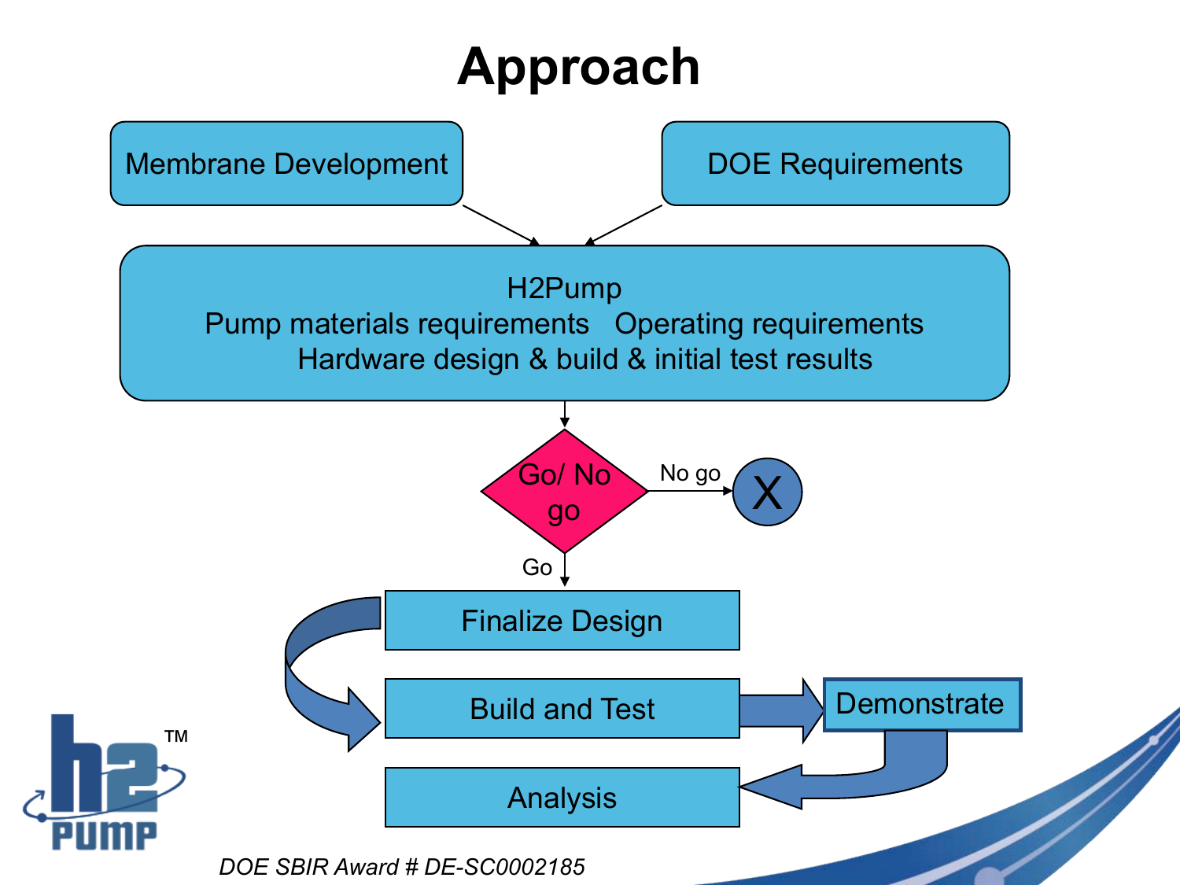# Approach

Membrane Development

DOE Requirements

H2Pump
Pump materials requirements    Operating requirements
Hardware design & build & initial test results

Go/ No go

No go

X

Go

Finalize Design

Build and Test

Demonstrate

Analysis

*DOE SBIR Award # DE-SC0002185*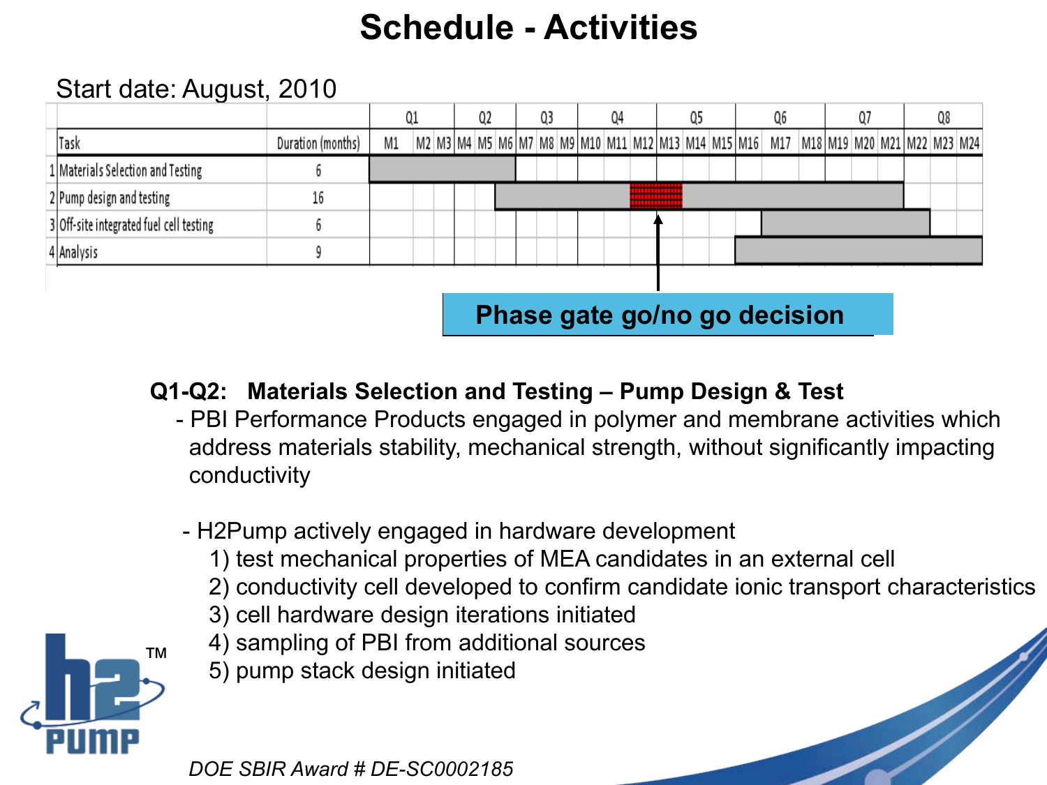# Schedule - Activities

Start date: August, 2010

| | Task | Duration (months) | Q1 | | | Q2 | | | Q3 | | | Q4 | | | Q5 | | | Q6 | | | Q7 | | | Q8 | | |
|---|---|---|---|---|---|---|---|---|---|---|---|---|---|---|---|---|---|---|---|---|---|---|---|---|---|---|
| | | | M1 | M2 | M3 | M4 | M5 | M6 | M7 | M8 | M9 | M10 | M11 | M12 | M13 | M14 | M15 | M16 | M17 | M18 | M19 | M20 | M21 | M22 | M23 | M24 |
| 1 | Materials Selection and Testing | 6 | | | | | | | | | | | | | | | | | | | | | | | | |
| 2 | Pump design and testing | 16 | | | | | | | | | | | | | | | | | | | | | | | | |
| 3 | Off-site integrated fuel cell testing | 6 | | | | | | | | | | | | | | | | | | | | | | | | |
| 4 | Analysis | 9 | | | | | | | | | | | | | | | | | | | | | | | | |

**Phase gate go/no go decision**

**Q1-Q2: Materials Selection and Testing – Pump Design & Test**

- PBI Performance Products engaged in polymer and membrane activities which address materials stability, mechanical strength, without significantly impacting conductivity

- H2Pump actively engaged in hardware development
  1) test mechanical properties of MEA candidates in an external cell
  2) conductivity cell developed to confirm candidate ionic transport characteristics
  3) cell hardware design iterations initiated
  4) sampling of PBI from additional sources
  5) pump stack design initiated

*DOE SBIR Award # DE-SC0002185*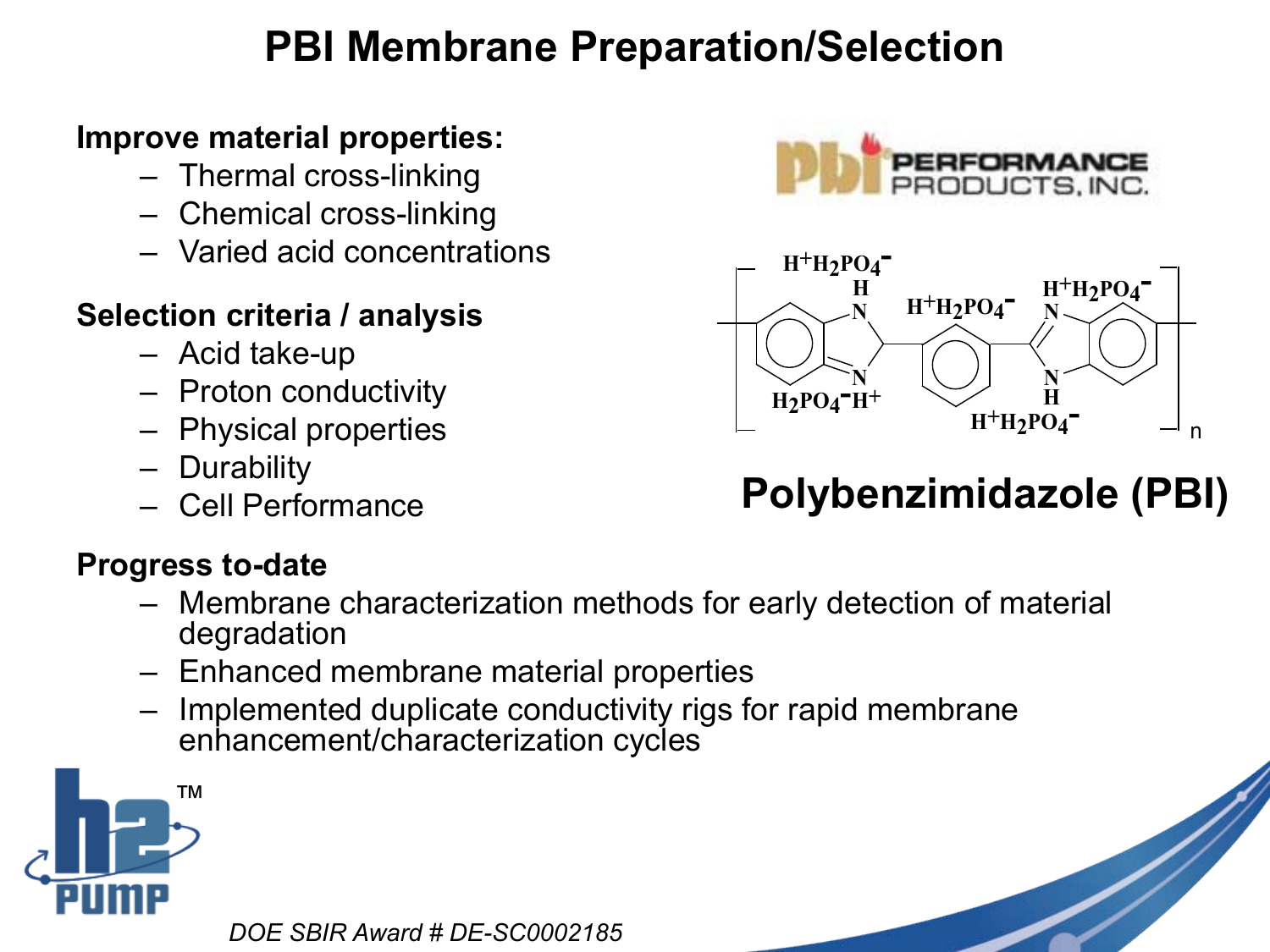# PBI Membrane Preparation/Selection

**Improve material properties:**

- Thermal cross-linking
- Chemical cross-linking
- Varied acid concentrations

**Selection criteria / analysis**

- Acid take-up
- Proton conductivity
- Physical properties
- Durability
- Cell Performance

PBI PERFORMANCE PRODUCTS, INC.

**Polybenzimidazole (PBI)**

**Progress to-date**

- Membrane characterization methods for early detection of material degradation
- Enhanced membrane material properties
- Implemented duplicate conductivity rigs for rapid membrane enhancement/characterization cycles

*DOE SBIR Award # DE-SC0002185*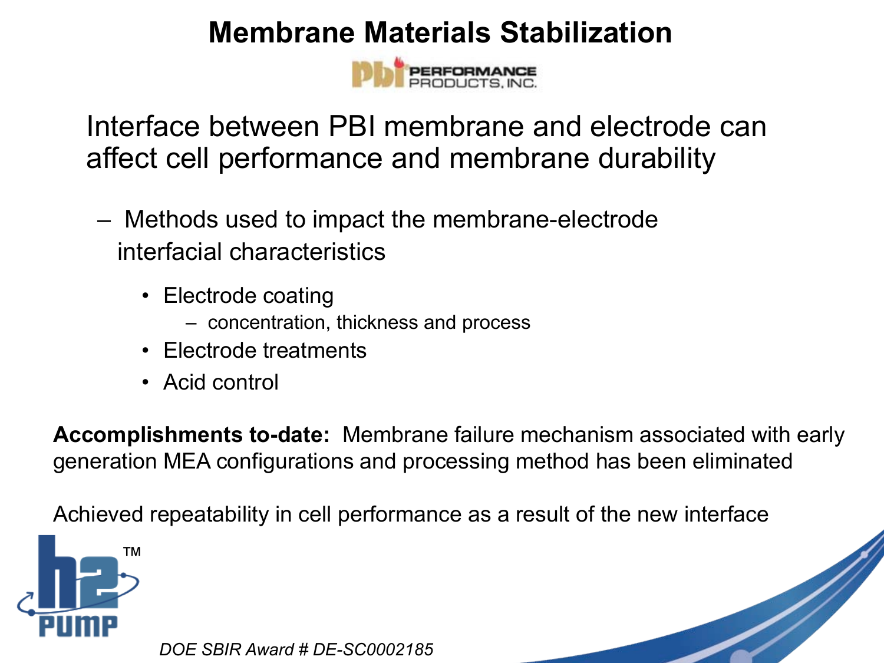# Membrane Materials Stabilization

PBI PERFORMANCE PRODUCTS, INC.

Interface between PBI membrane and electrode can affect cell performance and membrane durability

- Methods used to impact the membrane-electrode interfacial characteristics
  - Electrode coating
    - concentration, thickness and process
  - Electrode treatments
  - Acid control

**Accomplishments to-date:** Membrane failure mechanism associated with early generation MEA configurations and processing method has been eliminated

Achieved repeatability in cell performance as a result of the new interface

h2 PUMP™

*DOE SBIR Award # DE-SC0002185*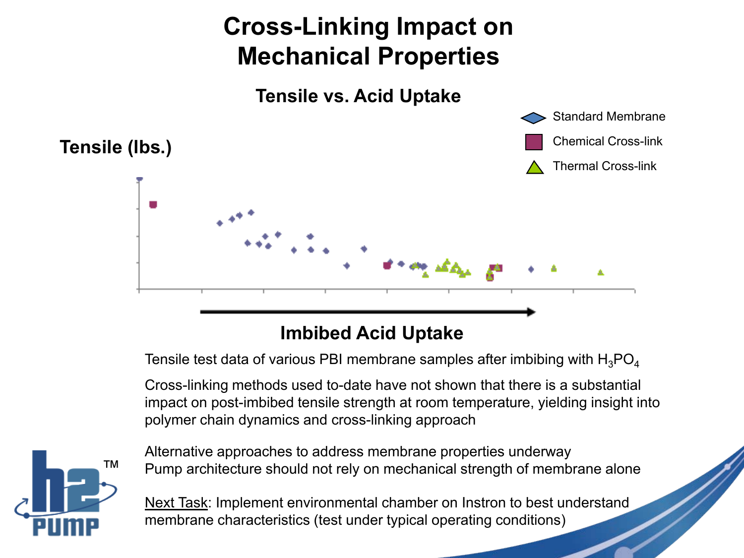# Cross-Linking Impact on Mechanical Properties

**Tensile vs. Acid Uptake**

Standard Membrane

Chemical Cross-link

Thermal Cross-link

**Tensile (lbs.)**

**Imbibed Acid Uptake**

Tensile test data of various PBI membrane samples after imbibing with $H_3PO_4$

Cross-linking methods used to-date have not shown that there is a substantial impact on post-imbibed tensile strength at room temperature, yielding insight into polymer chain dynamics and cross-linking approach

Alternative approaches to address membrane properties underway

Pump architecture should not rely on mechanical strength of membrane alone

Next Task: Implement environmental chamber on Instron to best understand membrane characteristics (test under typical operating conditions)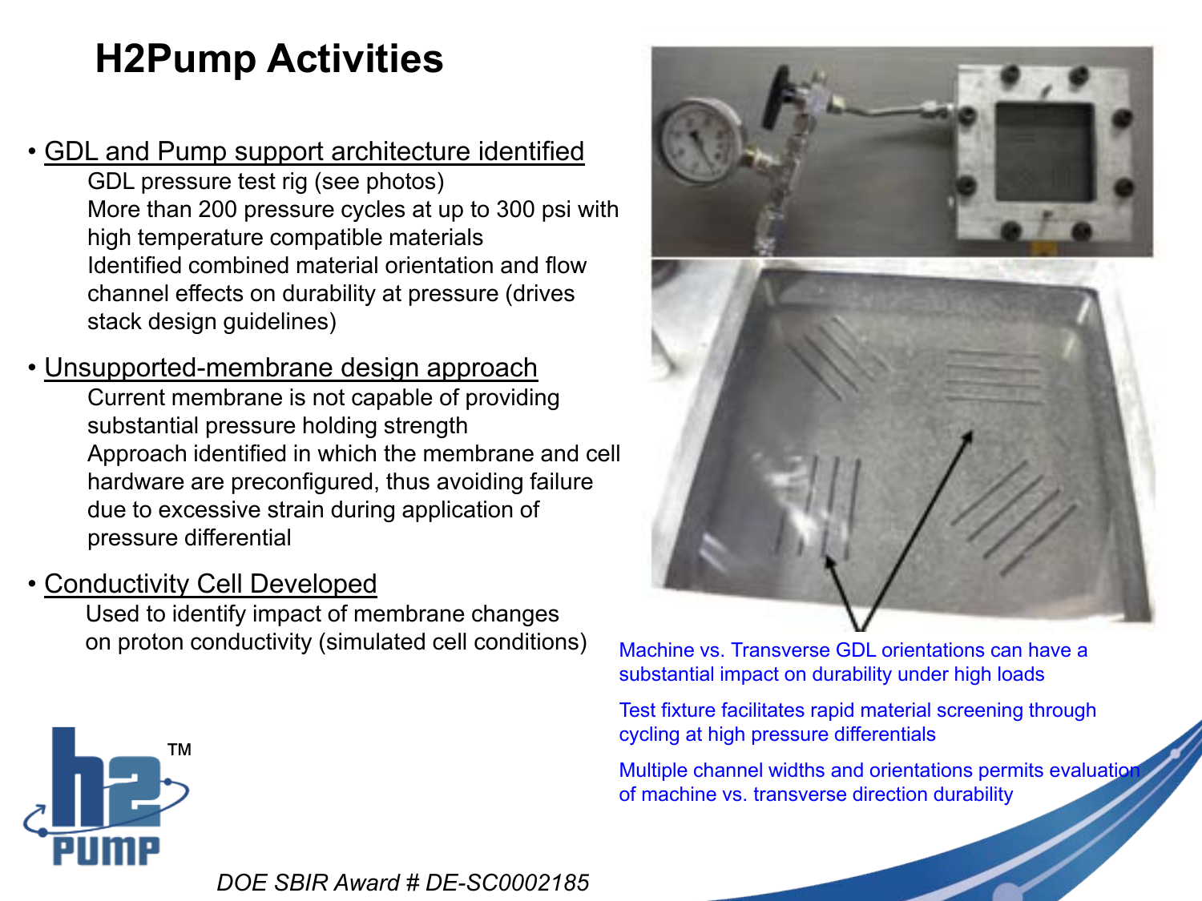# H2Pump Activities

- <u>GDL and Pump support architecture identified</u>
  - GDL pressure test rig (see photos)
  - More than 200 pressure cycles at up to 300 psi with high temperature compatible materials
  - Identified combined material orientation and flow channel effects on durability at pressure (drives stack design guidelines)
- <u>Unsupported-membrane design approach</u>
  - Current membrane is not capable of providing substantial pressure holding strength
  - Approach identified in which the membrane and cell hardware are preconfigured, thus avoiding failure due to excessive strain during application of pressure differential
- <u>Conductivity Cell Developed</u>
  - Used to identify impact of membrane changes on proton conductivity (simulated cell conditions)

Machine vs. Transverse GDL orientations can have a substantial impact on durability under high loads

Test fixture facilitates rapid material screening through cycling at high pressure differentials

Multiple channel widths and orientations permits evaluation of machine vs. transverse direction durability

*DOE SBIR Award # DE-SC0002185*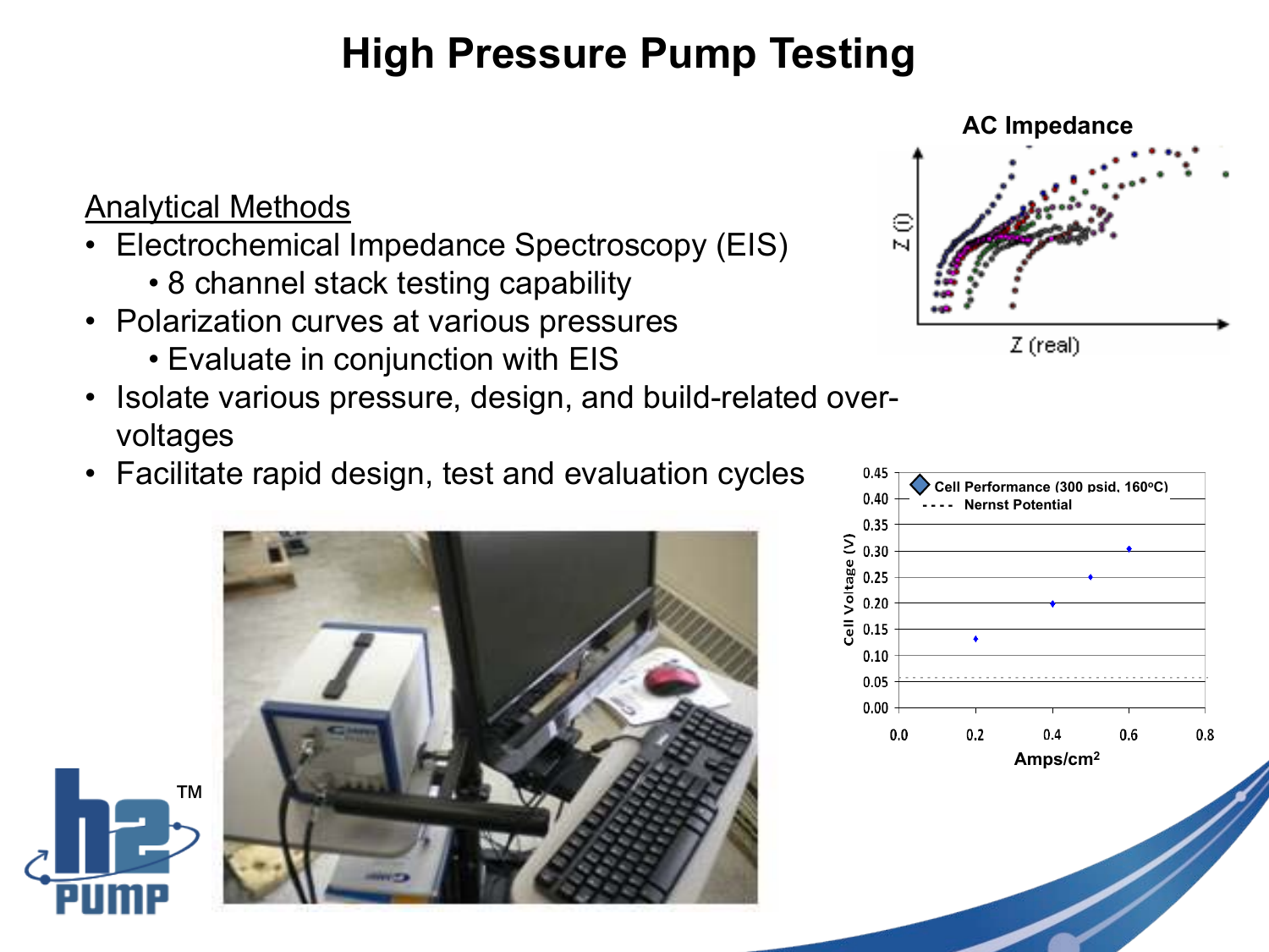# High Pressure Pump Testing

<u>Analytical Methods</u>

- Electrochemical Impedance Spectroscopy (EIS)
  - 8 channel stack testing capability
- Polarization curves at various pressures
  - Evaluate in conjunction with EIS
- Isolate various pressure, design, and build-related over-voltages
- Facilitate rapid design, test and evaluation cycles

AC Impedance

Z (i)

Z (real)

Cell Performance (300 psid, 160°C)

Nernst Potential

Cell Voltage (V)

Amps/cm$^2$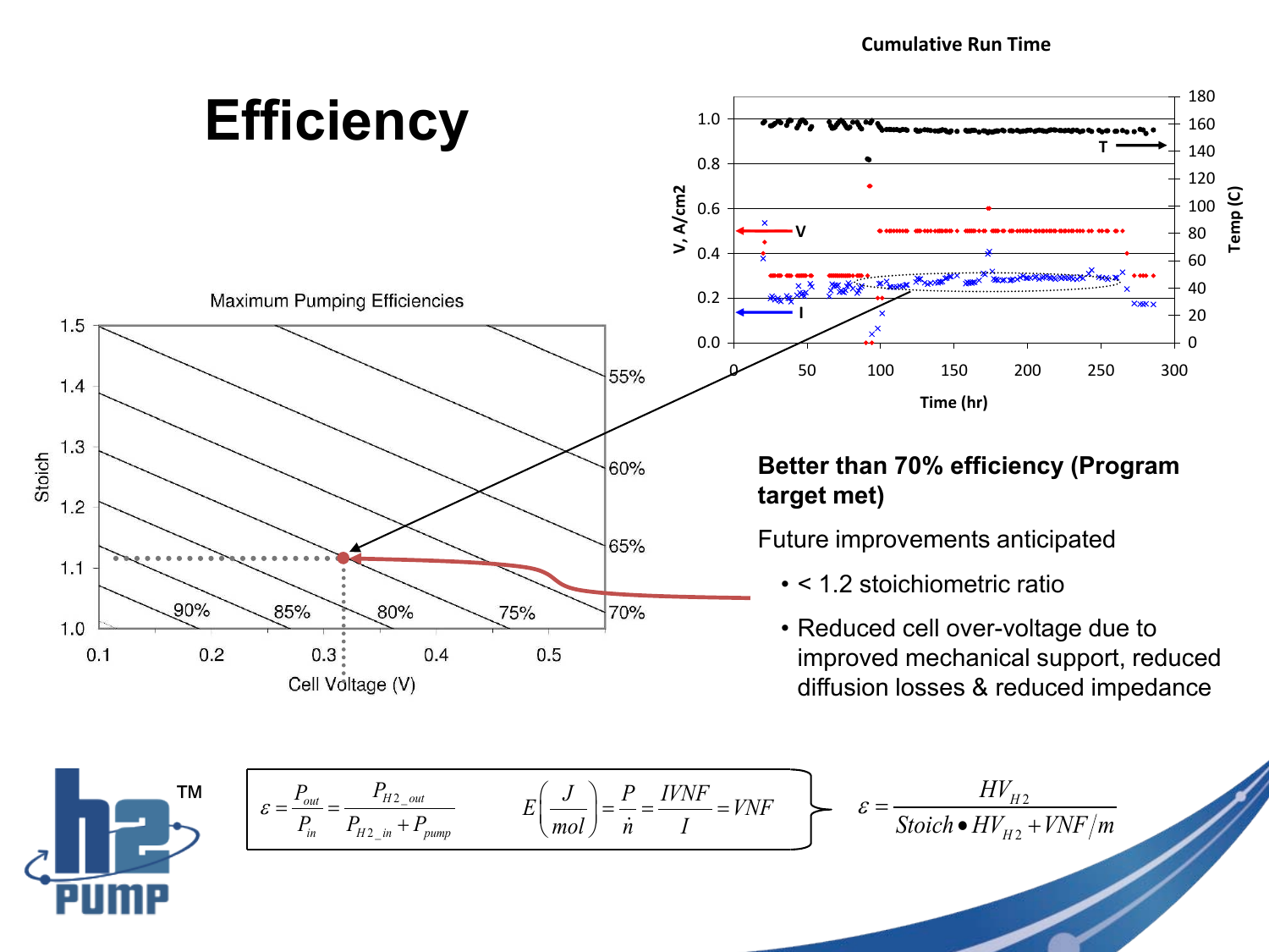# Efficiency

**Better than 70% efficiency (Program target met)**

Future improvements anticipated

- < 1.2 stoichiometric ratio
- Reduced cell over-voltage due to improved mechanical support, reduced diffusion losses & reduced impedance

$$\varepsilon = \frac{P_{out}}{P_{in}} = \frac{P_{H2\_out}}{P_{H2\_in} + P_{pump}} \qquad E\left(\frac{J}{mol}\right) = \frac{P}{\dot{n}} = \frac{IVNF}{I} = VNF$$

$$\varepsilon = \frac{HV_{H2}}{Stoich \bullet HV_{H2} + VNF/m}$$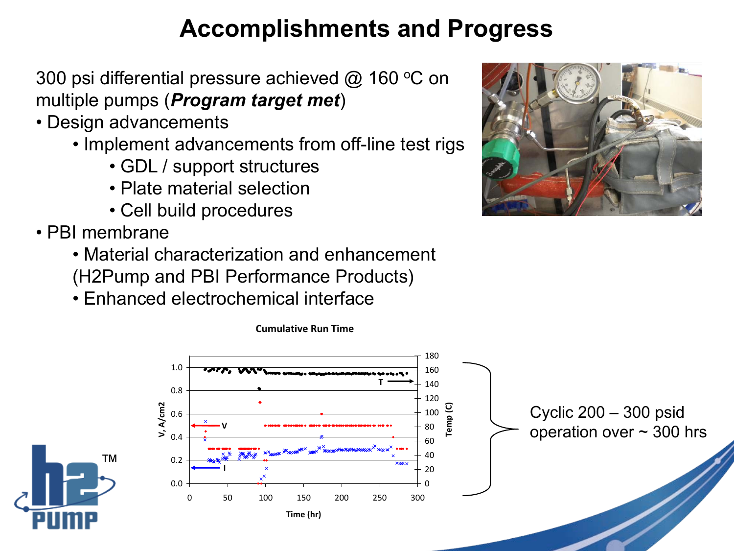# Accomplishments and Progress

300 psi differential pressure achieved @ 160 °C on multiple pumps (***Program target met***)

- Design advancements
  - Implement advancements from off-line test rigs
    - GDL / support structures
    - Plate material selection
    - Cell build procedures
- PBI membrane
  - Material characterization and enhancement (H2Pump and PBI Performance Products)
  - Enhanced electrochemical interface

**Cumulative Run Time**

Cyclic 200 – 300 psid operation over ~ 300 hrs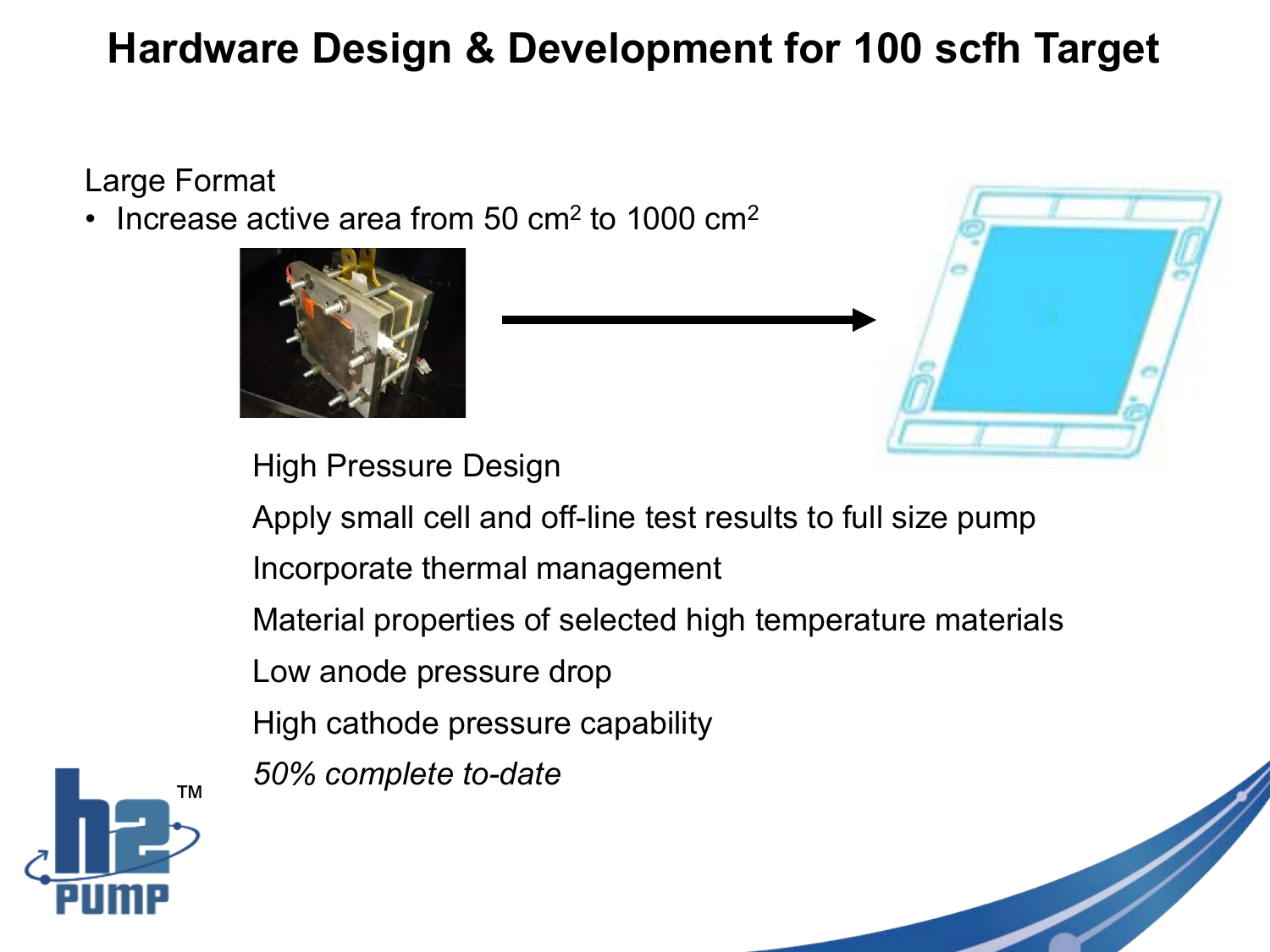# Hardware Design & Development for 100 scfh Target

Large Format

- Increase active area from 50 cm$^2$ to 1000 cm$^2$

High Pressure Design

Apply small cell and off-line test results to full size pump

Incorporate thermal management

Material properties of selected high temperature materials

Low anode pressure drop

High cathode pressure capability

*50% complete to-date*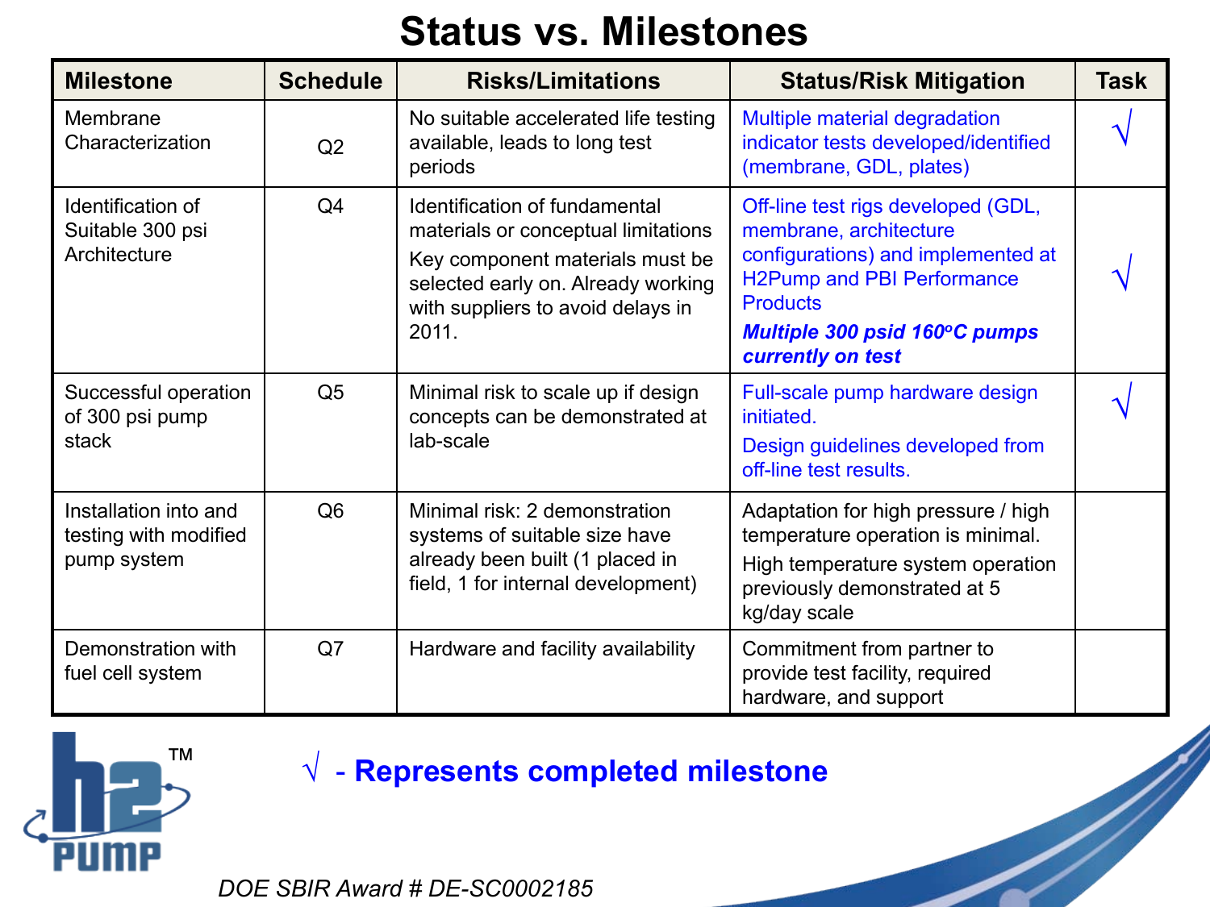# Status vs. Milestones

| Milestone | Schedule | Risks/Limitations | Status/Risk Mitigation | Task |
|---|---|---|---|---|
| Membrane Characterization | Q2 | No suitable accelerated life testing available, leads to long test periods | Multiple material degradation indicator tests developed/identified (membrane, GDL, plates) | √ |
| Identification of Suitable 300 psi Architecture | Q4 | Identification of fundamental materials or conceptual limitations<br>Key component materials must be selected early on. Already working with suppliers to avoid delays in 2011. | Off-line test rigs developed (GDL, membrane, architecture configurations) and implemented at H2Pump and PBI Performance Products<br>***Multiple 300 psid 160°C pumps currently on test*** | √ |
| Successful operation of 300 psi pump stack | Q5 | Minimal risk to scale up if design concepts can be demonstrated at lab-scale | Full-scale pump hardware design initiated.<br>Design guidelines developed from off-line test results. | √ |
| Installation into and testing with modified pump system | Q6 | Minimal risk: 2 demonstration systems of suitable size have already been built (1 placed in field, 1 for internal development) | Adaptation for high pressure / high temperature operation is minimal.<br>High temperature system operation previously demonstrated at 5 kg/day scale | |
| Demonstration with fuel cell system | Q7 | Hardware and facility availability | Commitment from partner to provide test facility, required hardware, and support | |

√ - **Represents completed milestone**

*DOE SBIR Award # DE-SC0002185*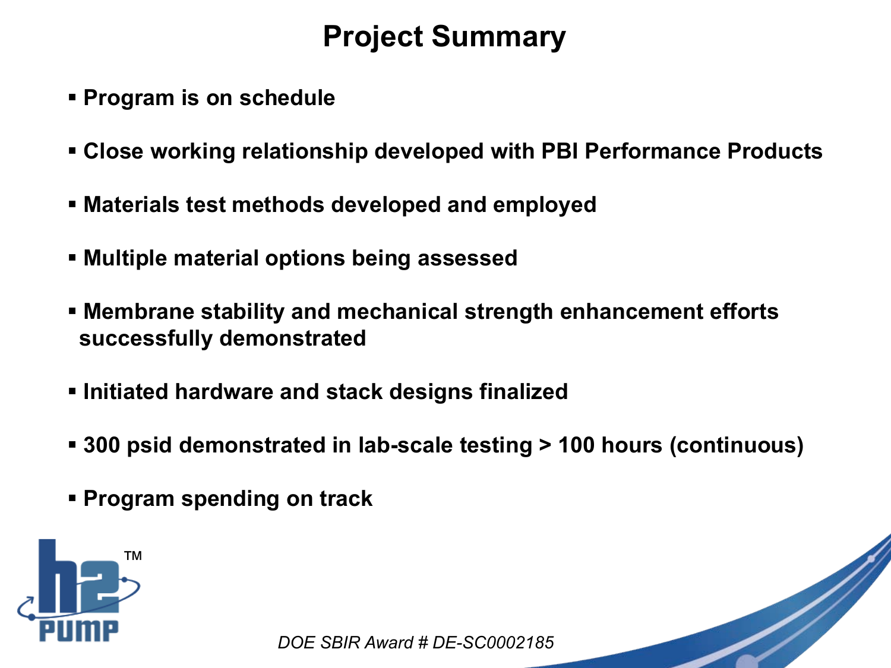# Project Summary

- Program is on schedule
- Close working relationship developed with PBI Performance Products
- Materials test methods developed and employed
- Multiple material options being assessed
- Membrane stability and mechanical strength enhancement efforts successfully demonstrated
- Initiated hardware and stack designs finalized
- 300 psid demonstrated in lab-scale testing > 100 hours (continuous)
- Program spending on track

*DOE SBIR Award # DE-SC0002185*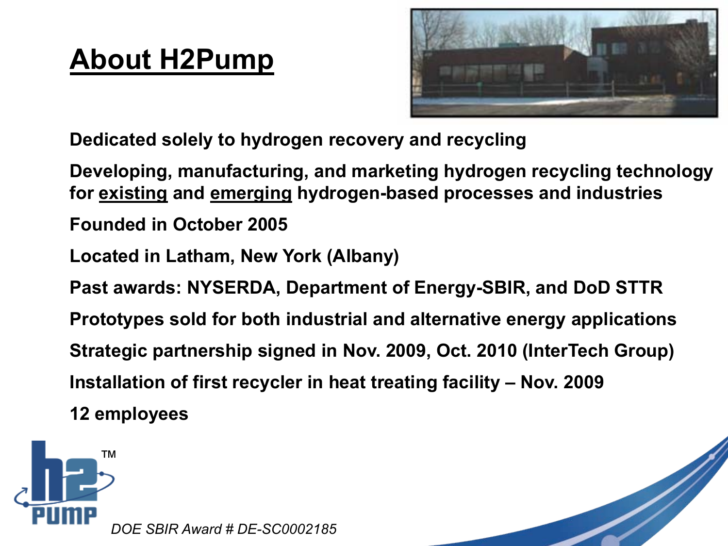# About H2Pump

- Dedicated solely to hydrogen recovery and recycling
- Developing, manufacturing, and marketing hydrogen recycling technology for existing and emerging hydrogen-based processes and industries
- Founded in October 2005
- Located in Latham, New York (Albany)
- Past awards: NYSERDA, Department of Energy-SBIR, and DoD STTR
- Prototypes sold for both industrial and alternative energy applications
- Strategic partnership signed in Nov. 2009, Oct. 2010 (InterTech Group)
- Installation of first recycler in heat treating facility – Nov. 2009
- 12 employees

*DOE SBIR Award # DE-SC0002185*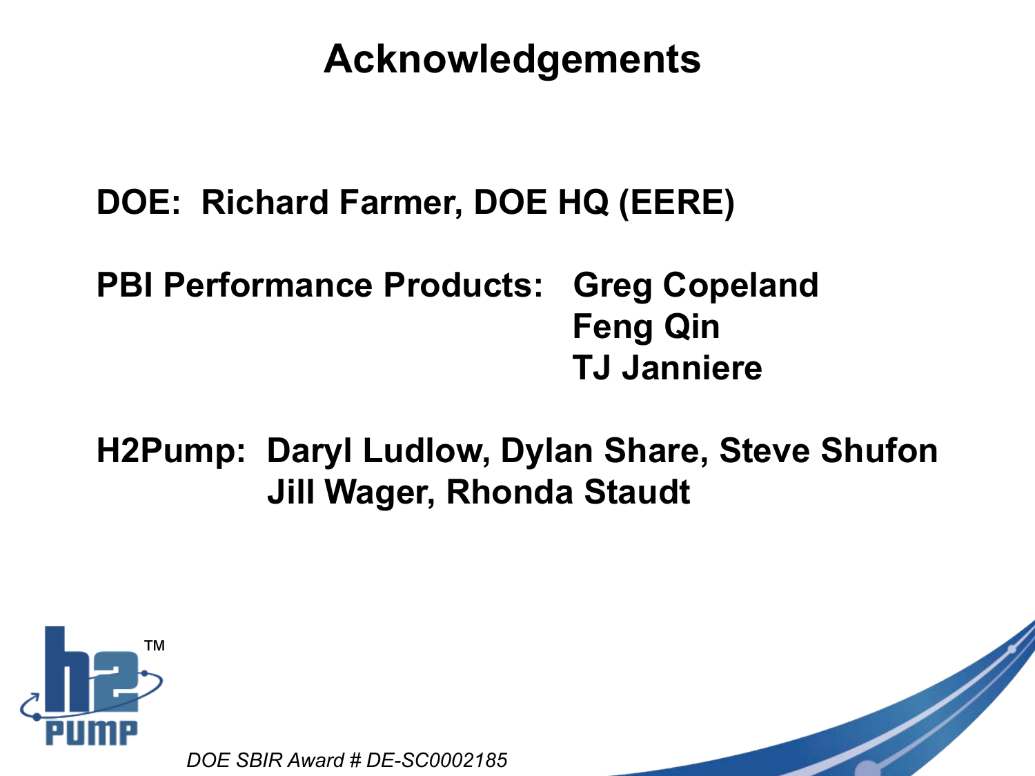# Acknowledgements

**DOE: Richard Farmer, DOE HQ (EERE)**

**PBI Performance Products: Greg Copeland**
**Feng Qin**
**TJ Janniere**

**H2Pump: Daryl Ludlow, Dylan Share, Steve Shufon**
**Jill Wager, Rhonda Staudt**

*DOE SBIR Award # DE-SC0002185*